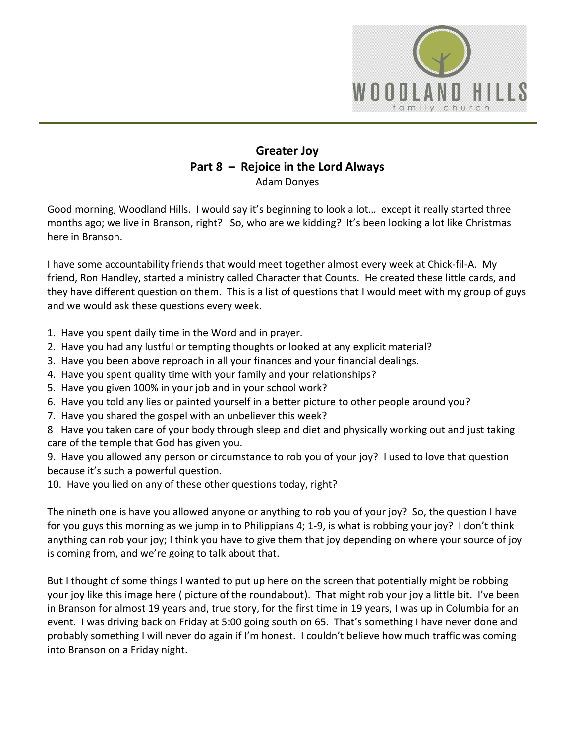# Greater Joy
## Part 8 – Rejoice in the Lord Always
Adam Donyes

Good morning, Woodland Hills. I would say it's beginning to look a lot… except it really started three months ago; we live in Branson, right? So, who are we kidding? It's been looking a lot like Christmas here in Branson.

I have some accountability friends that would meet together almost every week at Chick-fil-A. My friend, Ron Handley, started a ministry called Character that Counts. He created these little cards, and they have different question on them. This is a list of questions that I would meet with my group of guys and we would ask these questions every week.

1. Have you spent daily time in the Word and in prayer.
2. Have you had any lustful or tempting thoughts or looked at any explicit material?
3. Have you been above reproach in all your finances and your financial dealings.
4. Have you spent quality time with your family and your relationships?
5. Have you given 100% in your job and in your school work?
6. Have you told any lies or painted yourself in a better picture to other people around you?
7. Have you shared the gospel with an unbeliever this week?

8 Have you taken care of your body through sleep and diet and physically working out and just taking care of the temple that God has given you.

9. Have you allowed any person or circumstance to rob you of your joy? I used to love that question because it's such a powerful question.
10. Have you lied on any of these other questions today, right?

The nineth one is have you allowed anyone or anything to rob you of your joy? So, the question I have for you guys this morning as we jump in to Philippians 4; 1-9, is what is robbing your joy? I don't think anything can rob your joy; I think you have to give them that joy depending on where your source of joy is coming from, and we're going to talk about that.

But I thought of some things I wanted to put up here on the screen that potentially might be robbing your joy like this image here ( picture of the roundabout). That might rob your joy a little bit. I've been in Branson for almost 19 years and, true story, for the first time in 19 years, I was up in Columbia for an event. I was driving back on Friday at 5:00 going south on 65. That's something I have never done and probably something I will never do again if I'm honest. I couldn't believe how much traffic was coming into Branson on a Friday night.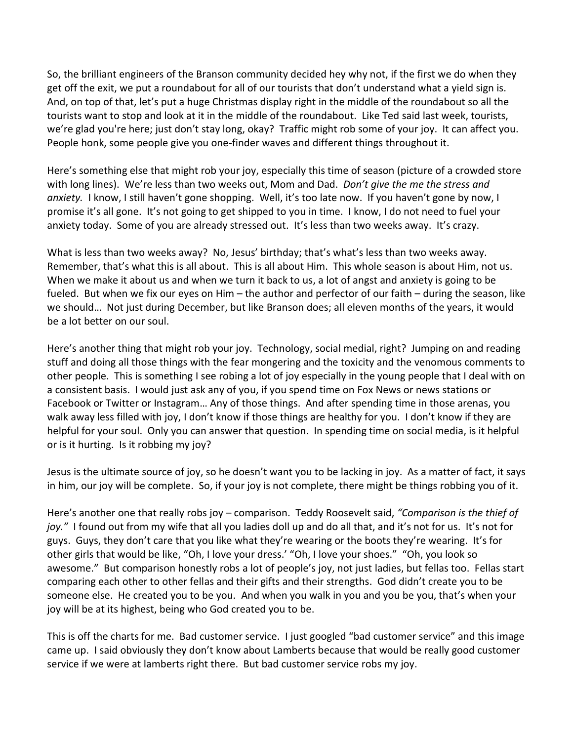So, the brilliant engineers of the Branson community decided hey why not, if the first we do when they get off the exit, we put a roundabout for all of our tourists that don't understand what a yield sign is. And, on top of that, let's put a huge Christmas display right in the middle of the roundabout so all the tourists want to stop and look at it in the middle of the roundabout. Like Ted said last week, tourists, we're glad you're here; just don't stay long, okay? Traffic might rob some of your joy. It can affect you. People honk, some people give you one-finder waves and different things throughout it.

Here's something else that might rob your joy, especially this time of season (picture of a crowded store with long lines). We're less than two weeks out, Mom and Dad. *Don't give the me the stress and anxiety.* I know, I still haven't gone shopping. Well, it's too late now. If you haven't gone by now, I promise it's all gone. It's not going to get shipped to you in time. I know, I do not need to fuel your anxiety today. Some of you are already stressed out. It's less than two weeks away. It's crazy.

What is less than two weeks away? No, Jesus' birthday; that's what's less than two weeks away. Remember, that's what this is all about. This is all about Him. This whole season is about Him, not us. When we make it about us and when we turn it back to us, a lot of angst and anxiety is going to be fueled. But when we fix our eyes on Him – the author and perfector of our faith – during the season, like we should… Not just during December, but like Branson does; all eleven months of the years, it would be a lot better on our soul.

Here's another thing that might rob your joy. Technology, social medial, right? Jumping on and reading stuff and doing all those things with the fear mongering and the toxicity and the venomous comments to other people. This is something I see robing a lot of joy especially in the young people that I deal with on a consistent basis. I would just ask any of you, if you spend time on Fox News or news stations or Facebook or Twitter or Instagram… Any of those things. And after spending time in those arenas, you walk away less filled with joy, I don't know if those things are healthy for you. I don't know if they are helpful for your soul. Only you can answer that question. In spending time on social media, is it helpful or is it hurting. Is it robbing my joy?

Jesus is the ultimate source of joy, so he doesn't want you to be lacking in joy. As a matter of fact, it says in him, our joy will be complete. So, if your joy is not complete, there might be things robbing you of it.

Here's another one that really robs joy – comparison. Teddy Roosevelt said, *"Comparison is the thief of joy."* I found out from my wife that all you ladies doll up and do all that, and it's not for us. It's not for guys. Guys, they don't care that you like what they're wearing or the boots they're wearing. It's for other girls that would be like, "Oh, I love your dress.' "Oh, I love your shoes." "Oh, you look so awesome." But comparison honestly robs a lot of people's joy, not just ladies, but fellas too. Fellas start comparing each other to other fellas and their gifts and their strengths. God didn't create you to be someone else. He created you to be you. And when you walk in you and you be you, that's when your joy will be at its highest, being who God created you to be.

This is off the charts for me. Bad customer service. I just googled "bad customer service" and this image came up. I said obviously they don't know about Lamberts because that would be really good customer service if we were at lamberts right there. But bad customer service robs my joy.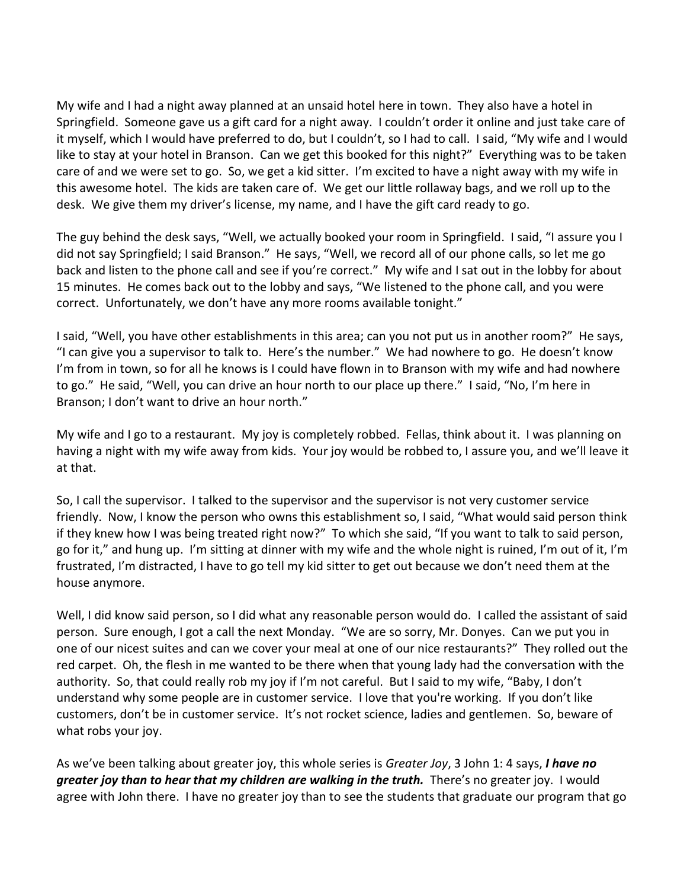My wife and I had a night away planned at an unsaid hotel here in town. They also have a hotel in Springfield. Someone gave us a gift card for a night away. I couldn't order it online and just take care of it myself, which I would have preferred to do, but I couldn't, so I had to call. I said, "My wife and I would like to stay at your hotel in Branson. Can we get this booked for this night?" Everything was to be taken care of and we were set to go. So, we get a kid sitter. I'm excited to have a night away with my wife in this awesome hotel. The kids are taken care of. We get our little rollaway bags, and we roll up to the desk. We give them my driver's license, my name, and I have the gift card ready to go.

The guy behind the desk says, "Well, we actually booked your room in Springfield. I said, "I assure you I did not say Springfield; I said Branson." He says, "Well, we record all of our phone calls, so let me go back and listen to the phone call and see if you're correct." My wife and I sat out in the lobby for about 15 minutes. He comes back out to the lobby and says, "We listened to the phone call, and you were correct. Unfortunately, we don't have any more rooms available tonight."

I said, "Well, you have other establishments in this area; can you not put us in another room?" He says, "I can give you a supervisor to talk to. Here's the number." We had nowhere to go. He doesn't know I'm from in town, so for all he knows is I could have flown in to Branson with my wife and had nowhere to go." He said, "Well, you can drive an hour north to our place up there." I said, "No, I'm here in Branson; I don't want to drive an hour north."

My wife and I go to a restaurant. My joy is completely robbed. Fellas, think about it. I was planning on having a night with my wife away from kids. Your joy would be robbed to, I assure you, and we'll leave it at that.

So, I call the supervisor. I talked to the supervisor and the supervisor is not very customer service friendly. Now, I know the person who owns this establishment so, I said, "What would said person think if they knew how I was being treated right now?" To which she said, "If you want to talk to said person, go for it," and hung up. I'm sitting at dinner with my wife and the whole night is ruined, I'm out of it, I'm frustrated, I'm distracted, I have to go tell my kid sitter to get out because we don't need them at the house anymore.

Well, I did know said person, so I did what any reasonable person would do. I called the assistant of said person. Sure enough, I got a call the next Monday. "We are so sorry, Mr. Donyes. Can we put you in one of our nicest suites and can we cover your meal at one of our nice restaurants?" They rolled out the red carpet. Oh, the flesh in me wanted to be there when that young lady had the conversation with the authority. So, that could really rob my joy if I'm not careful. But I said to my wife, "Baby, I don't understand why some people are in customer service. I love that you're working. If you don't like customers, don't be in customer service. It's not rocket science, ladies and gentlemen. So, beware of what robs your joy.

As we've been talking about greater joy, this whole series is *Greater Joy*, 3 John 1: 4 says, ***I have no greater joy than to hear that my children are walking in the truth.*** There's no greater joy. I would agree with John there. I have no greater joy than to see the students that graduate our program that go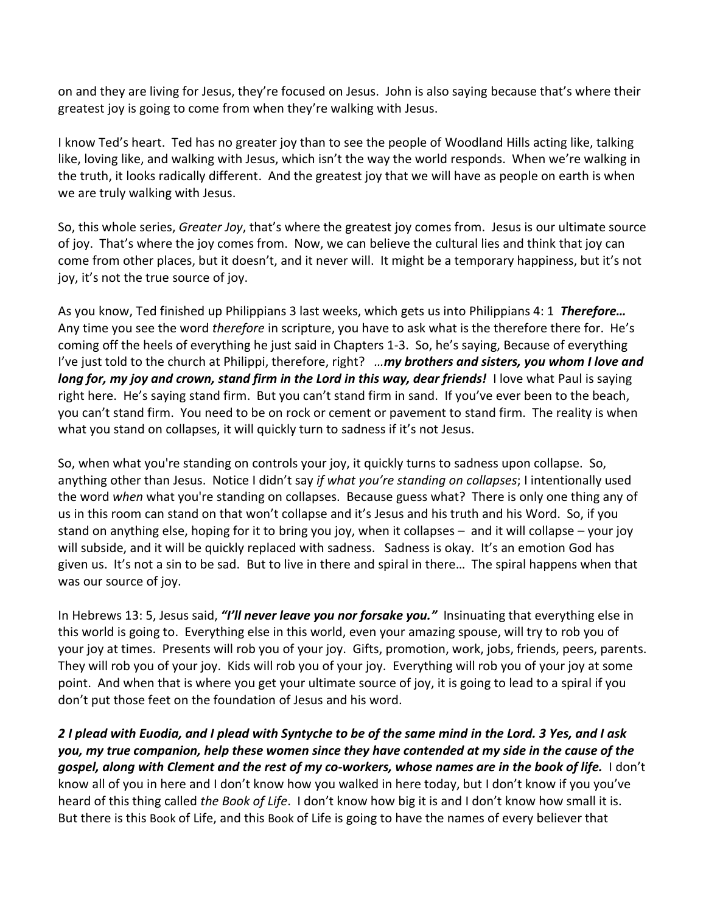on and they are living for Jesus, they're focused on Jesus. John is also saying because that's where their greatest joy is going to come from when they're walking with Jesus.

I know Ted's heart. Ted has no greater joy than to see the people of Woodland Hills acting like, talking like, loving like, and walking with Jesus, which isn't the way the world responds. When we're walking in the truth, it looks radically different. And the greatest joy that we will have as people on earth is when we are truly walking with Jesus.

So, this whole series, *Greater Joy*, that's where the greatest joy comes from. Jesus is our ultimate source of joy. That's where the joy comes from. Now, we can believe the cultural lies and think that joy can come from other places, but it doesn't, and it never will. It might be a temporary happiness, but it's not joy, it's not the true source of joy.

As you know, Ted finished up Philippians 3 last weeks, which gets us into Philippians 4: 1 ***Therefore…*** Any time you see the word *therefore* in scripture, you have to ask what is the therefore there for. He's coming off the heels of everything he just said in Chapters 1-3. So, he's saying, Because of everything I've just told to the church at Philippi, therefore, right? ***…my brothers and sisters, you whom I love and long for, my joy and crown, stand firm in the Lord in this way, dear friends!*** I love what Paul is saying right here. He's saying stand firm. But you can't stand firm in sand. If you've ever been to the beach, you can't stand firm. You need to be on rock or cement or pavement to stand firm. The reality is when what you stand on collapses, it will quickly turn to sadness if it's not Jesus.

So, when what you're standing on controls your joy, it quickly turns to sadness upon collapse. So, anything other than Jesus. Notice I didn't say *if what you're standing on collapses*; I intentionally used the word *when* what you're standing on collapses. Because guess what? There is only one thing any of us in this room can stand on that won't collapse and it's Jesus and his truth and his Word. So, if you stand on anything else, hoping for it to bring you joy, when it collapses – and it will collapse – your joy will subside, and it will be quickly replaced with sadness. Sadness is okay. It's an emotion God has given us. It's not a sin to be sad. But to live in there and spiral in there… The spiral happens when that was our source of joy.

In Hebrews 13: 5, Jesus said, ***"I'll never leave you nor forsake you."*** Insinuating that everything else in this world is going to. Everything else in this world, even your amazing spouse, will try to rob you of your joy at times. Presents will rob you of your joy. Gifts, promotion, work, jobs, friends, peers, parents. They will rob you of your joy. Kids will rob you of your joy. Everything will rob you of your joy at some point. And when that is where you get your ultimate source of joy, it is going to lead to a spiral if you don't put those feet on the foundation of Jesus and his word.

***2 I plead with Euodia, and I plead with Syntyche to be of the same mind in the Lord. 3 Yes, and I ask you, my true companion, help these women since they have contended at my side in the cause of the gospel, along with Clement and the rest of my co-workers, whose names are in the book of life.*** I don't know all of you in here and I don't know how you walked in here today, but I don't know if you you've heard of this thing called *the Book of Life*. I don't know how big it is and I don't know how small it is. But there is this Book of Life, and this Book of Life is going to have the names of every believer that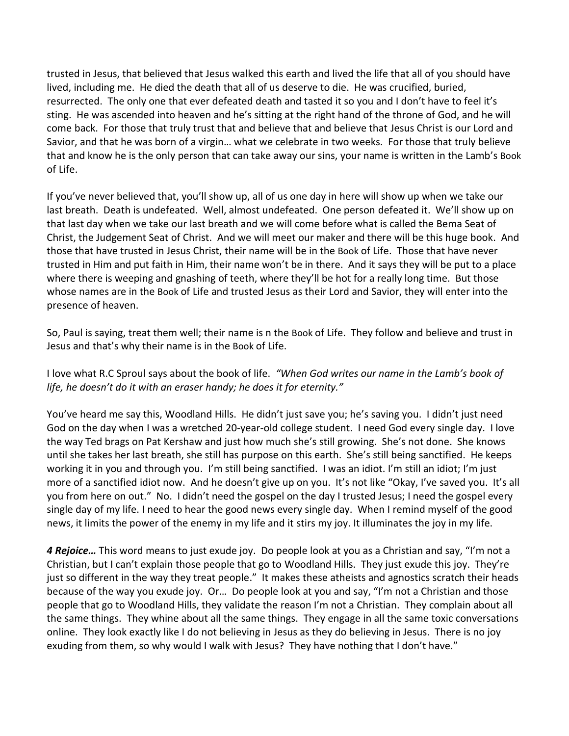trusted in Jesus, that believed that Jesus walked this earth and lived the life that all of you should have lived, including me. He died the death that all of us deserve to die. He was crucified, buried, resurrected. The only one that ever defeated death and tasted it so you and I don't have to feel it's sting. He was ascended into heaven and he's sitting at the right hand of the throne of God, and he will come back. For those that truly trust that and believe that and believe that Jesus Christ is our Lord and Savior, and that he was born of a virgin… what we celebrate in two weeks. For those that truly believe that and know he is the only person that can take away our sins, your name is written in the Lamb's Book of Life.

If you've never believed that, you'll show up, all of us one day in here will show up when we take our last breath. Death is undefeated. Well, almost undefeated. One person defeated it. We'll show up on that last day when we take our last breath and we will come before what is called the Bema Seat of Christ, the Judgement Seat of Christ. And we will meet our maker and there will be this huge book. And those that have trusted in Jesus Christ, their name will be in the Book of Life. Those that have never trusted in Him and put faith in Him, their name won't be in there. And it says they will be put to a place where there is weeping and gnashing of teeth, where they'll be hot for a really long time. But those whose names are in the Book of Life and trusted Jesus as their Lord and Savior, they will enter into the presence of heaven.

So, Paul is saying, treat them well; their name is n the Book of Life. They follow and believe and trust in Jesus and that's why their name is in the Book of Life.

I love what R.C Sproul says about the book of life. *"When God writes our name in the Lamb's book of life, he doesn't do it with an eraser handy; he does it for eternity."*

You've heard me say this, Woodland Hills. He didn't just save you; he's saving you. I didn't just need God on the day when I was a wretched 20-year-old college student. I need God every single day. I love the way Ted brags on Pat Kershaw and just how much she's still growing. She's not done. She knows until she takes her last breath, she still has purpose on this earth. She's still being sanctified. He keeps working it in you and through you. I'm still being sanctified. I was an idiot. I'm still an idiot; I'm just more of a sanctified idiot now. And he doesn't give up on you. It's not like "Okay, I've saved you. It's all you from here on out." No. I didn't need the gospel on the day I trusted Jesus; I need the gospel every single day of my life. I need to hear the good news every single day. When I remind myself of the good news, it limits the power of the enemy in my life and it stirs my joy. It illuminates the joy in my life.

***4 Rejoice…*** This word means to just exude joy. Do people look at you as a Christian and say, "I'm not a Christian, but I can't explain those people that go to Woodland Hills. They just exude this joy. They're just so different in the way they treat people." It makes these atheists and agnostics scratch their heads because of the way you exude joy. Or… Do people look at you and say, "I'm not a Christian and those people that go to Woodland Hills, they validate the reason I'm not a Christian. They complain about all the same things. They whine about all the same things. They engage in all the same toxic conversations online. They look exactly like I do not believing in Jesus as they do believing in Jesus. There is no joy exuding from them, so why would I walk with Jesus? They have nothing that I don't have."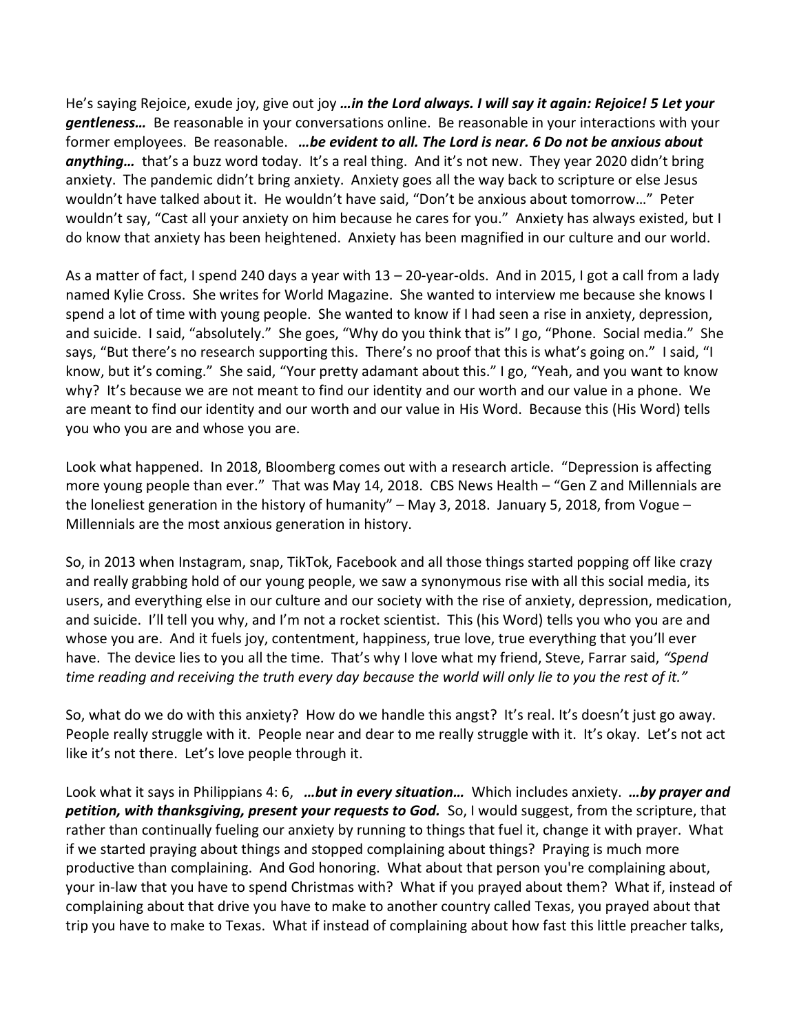He's saying Rejoice, exude joy, give out joy ***…in the Lord always. I will say it again: Rejoice! 5 Let your gentleness…*** Be reasonable in your conversations online. Be reasonable in your interactions with your former employees. Be reasonable. ***…be evident to all. The Lord is near. 6 Do not be anxious about anything…*** that's a buzz word today. It's a real thing. And it's not new. They year 2020 didn't bring anxiety. The pandemic didn't bring anxiety. Anxiety goes all the way back to scripture or else Jesus wouldn't have talked about it. He wouldn't have said, "Don't be anxious about tomorrow…" Peter wouldn't say, "Cast all your anxiety on him because he cares for you." Anxiety has always existed, but I do know that anxiety has been heightened. Anxiety has been magnified in our culture and our world.

As a matter of fact, I spend 240 days a year with 13 – 20-year-olds. And in 2015, I got a call from a lady named Kylie Cross. She writes for World Magazine. She wanted to interview me because she knows I spend a lot of time with young people. She wanted to know if I had seen a rise in anxiety, depression, and suicide. I said, "absolutely." She goes, "Why do you think that is" I go, "Phone. Social media." She says, "But there's no research supporting this. There's no proof that this is what's going on." I said, "I know, but it's coming." She said, "Your pretty adamant about this." I go, "Yeah, and you want to know why? It's because we are not meant to find our identity and our worth and our value in a phone. We are meant to find our identity and our worth and our value in His Word. Because this (His Word) tells you who you are and whose you are.

Look what happened. In 2018, Bloomberg comes out with a research article. "Depression is affecting more young people than ever." That was May 14, 2018. CBS News Health – "Gen Z and Millennials are the loneliest generation in the history of humanity" – May 3, 2018. January 5, 2018, from Vogue – Millennials are the most anxious generation in history.

So, in 2013 when Instagram, snap, TikTok, Facebook and all those things started popping off like crazy and really grabbing hold of our young people, we saw a synonymous rise with all this social media, its users, and everything else in our culture and our society with the rise of anxiety, depression, medication, and suicide. I'll tell you why, and I'm not a rocket scientist. This (his Word) tells you who you are and whose you are. And it fuels joy, contentment, happiness, true love, true everything that you'll ever have. The device lies to you all the time. That's why I love what my friend, Steve, Farrar said, *"Spend time reading and receiving the truth every day because the world will only lie to you the rest of it."*

So, what do we do with this anxiety? How do we handle this angst? It's real. It's doesn't just go away. People really struggle with it. People near and dear to me really struggle with it. It's okay. Let's not act like it's not there. Let's love people through it.

Look what it says in Philippians 4: 6, ***…but in every situation…*** Which includes anxiety. ***…by prayer and petition, with thanksgiving, present your requests to God.*** So, I would suggest, from the scripture, that rather than continually fueling our anxiety by running to things that fuel it, change it with prayer. What if we started praying about things and stopped complaining about things? Praying is much more productive than complaining. And God honoring. What about that person you're complaining about, your in-law that you have to spend Christmas with? What if you prayed about them? What if, instead of complaining about that drive you have to make to another country called Texas, you prayed about that trip you have to make to Texas. What if instead of complaining about how fast this little preacher talks,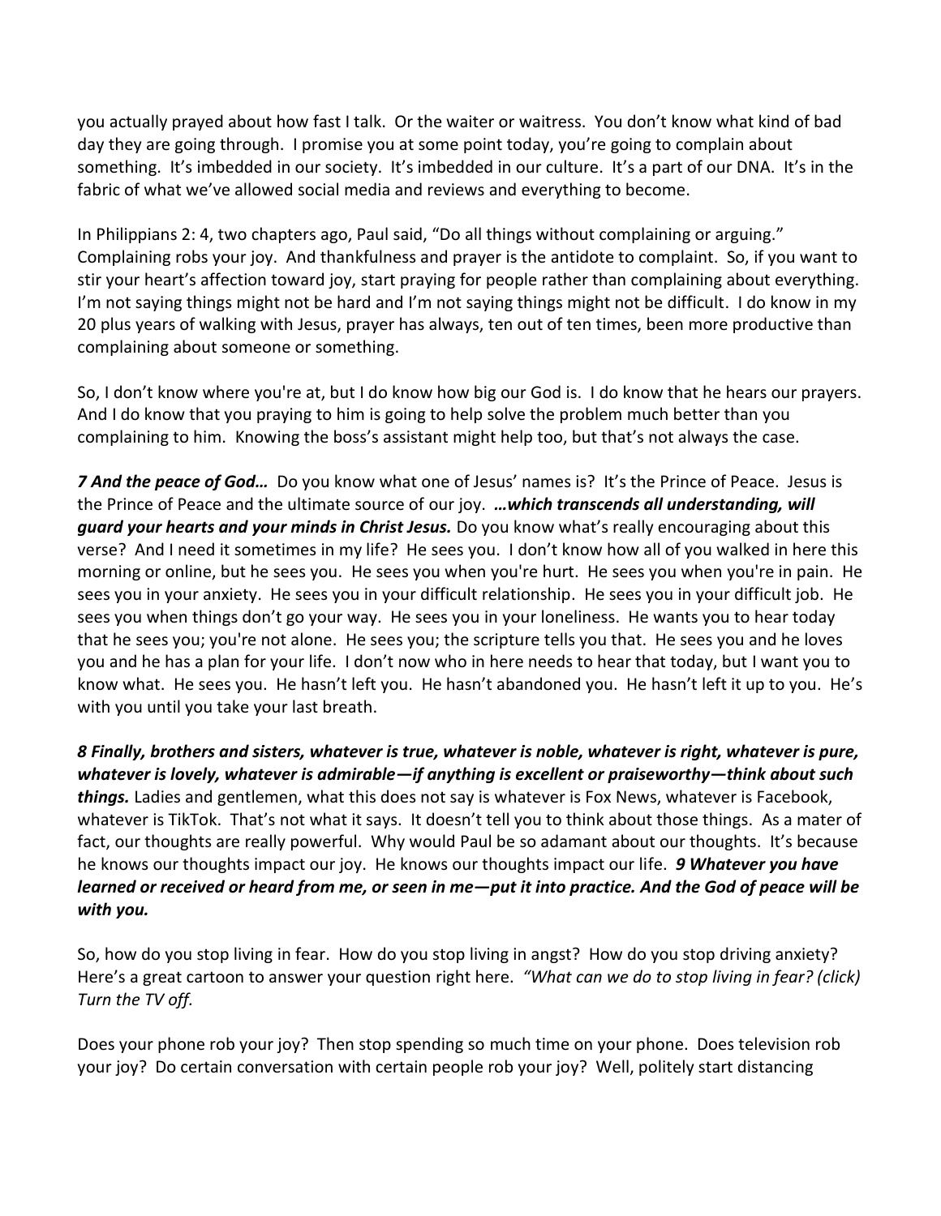you actually prayed about how fast I talk. Or the waiter or waitress. You don't know what kind of bad day they are going through. I promise you at some point today, you're going to complain about something. It's imbedded in our society. It's imbedded in our culture. It's a part of our DNA. It's in the fabric of what we've allowed social media and reviews and everything to become.

In Philippians 2: 4, two chapters ago, Paul said, "Do all things without complaining or arguing." Complaining robs your joy. And thankfulness and prayer is the antidote to complaint. So, if you want to stir your heart's affection toward joy, start praying for people rather than complaining about everything. I'm not saying things might not be hard and I'm not saying things might not be difficult. I do know in my 20 plus years of walking with Jesus, prayer has always, ten out of ten times, been more productive than complaining about someone or something.

So, I don't know where you're at, but I do know how big our God is. I do know that he hears our prayers. And I do know that you praying to him is going to help solve the problem much better than you complaining to him. Knowing the boss's assistant might help too, but that's not always the case.

***7 And the peace of God…*** Do you know what one of Jesus' names is? It's the Prince of Peace. Jesus is the Prince of Peace and the ultimate source of our joy. ***…which transcends all understanding, will guard your hearts and your minds in Christ Jesus.*** Do you know what's really encouraging about this verse? And I need it sometimes in my life? He sees you. I don't know how all of you walked in here this morning or online, but he sees you. He sees you when you're hurt. He sees you when you're in pain. He sees you in your anxiety. He sees you in your difficult relationship. He sees you in your difficult job. He sees you when things don't go your way. He sees you in your loneliness. He wants you to hear today that he sees you; you're not alone. He sees you; the scripture tells you that. He sees you and he loves you and he has a plan for your life. I don't now who in here needs to hear that today, but I want you to know what. He sees you. He hasn't left you. He hasn't abandoned you. He hasn't left it up to you. He's with you until you take your last breath.

***8 Finally, brothers and sisters, whatever is true, whatever is noble, whatever is right, whatever is pure, whatever is lovely, whatever is admirable—if anything is excellent or praiseworthy—think about such things.*** Ladies and gentlemen, what this does not say is whatever is Fox News, whatever is Facebook, whatever is TikTok. That's not what it says. It doesn't tell you to think about those things. As a mater of fact, our thoughts are really powerful. Why would Paul be so adamant about our thoughts. It's because he knows our thoughts impact our joy. He knows our thoughts impact our life. ***9 Whatever you have learned or received or heard from me, or seen in me—put it into practice. And the God of peace will be with you.***

So, how do you stop living in fear. How do you stop living in angst? How do you stop driving anxiety? Here's a great cartoon to answer your question right here. *"What can we do to stop living in fear? (click) Turn the TV off.*

Does your phone rob your joy? Then stop spending so much time on your phone. Does television rob your joy? Do certain conversation with certain people rob your joy? Well, politely start distancing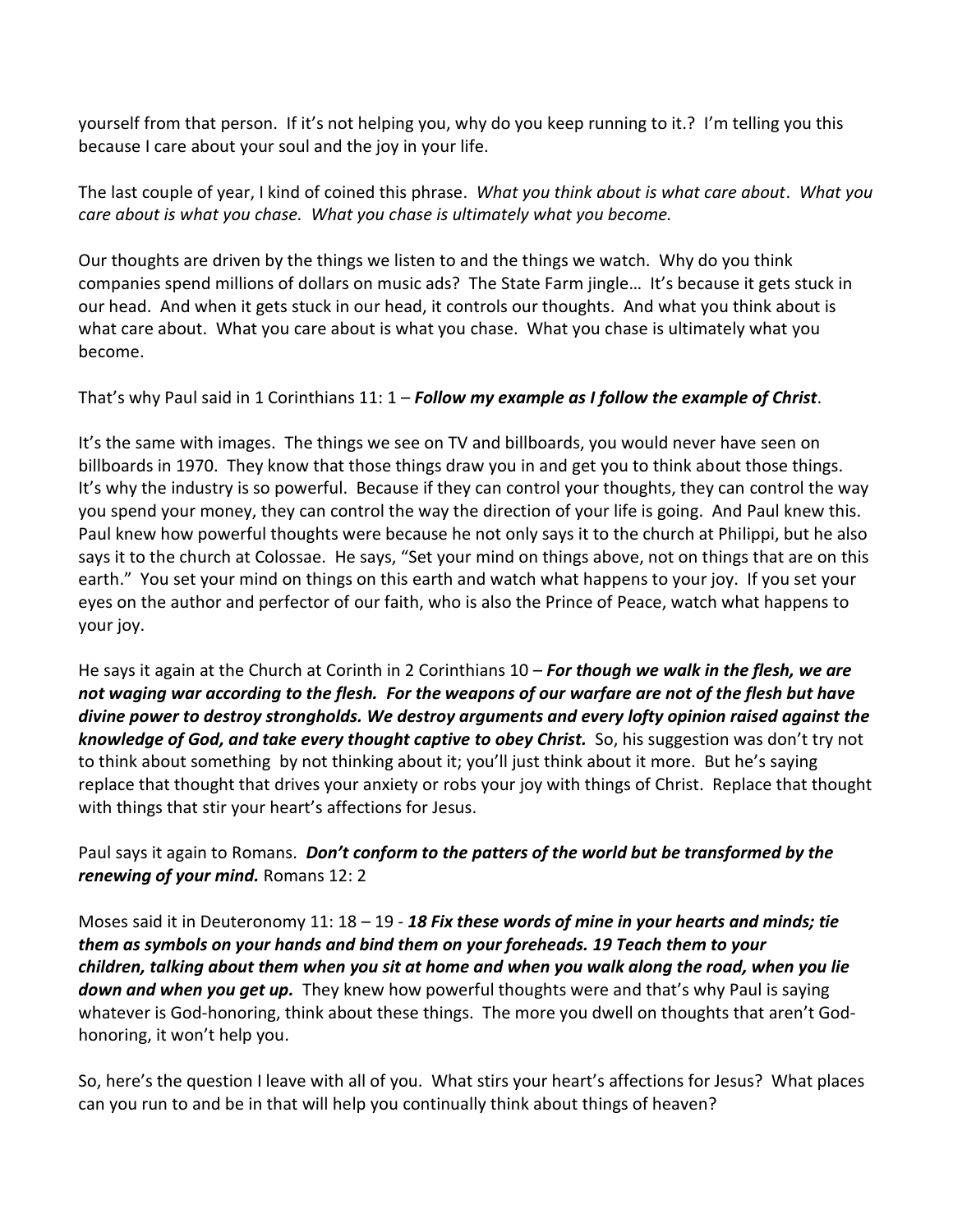yourself from that person. If it's not helping you, why do you keep running to it.? I'm telling you this because I care about your soul and the joy in your life.

The last couple of year, I kind of coined this phrase. *What you think about is what care about*. *What you care about is what you chase. What you chase is ultimately what you become.*

Our thoughts are driven by the things we listen to and the things we watch. Why do you think companies spend millions of dollars on music ads? The State Farm jingle… It's because it gets stuck in our head. And when it gets stuck in our head, it controls our thoughts. And what you think about is what care about. What you care about is what you chase. What you chase is ultimately what you become.

That's why Paul said in 1 Corinthians 11: 1 – ***Follow my example as I follow the example of Christ***.

It's the same with images. The things we see on TV and billboards, you would never have seen on billboards in 1970. They know that those things draw you in and get you to think about those things. It's why the industry is so powerful. Because if they can control your thoughts, they can control the way you spend your money, they can control the way the direction of your life is going. And Paul knew this. Paul knew how powerful thoughts were because he not only says it to the church at Philippi, but he also says it to the church at Colossae. He says, "Set your mind on things above, not on things that are on this earth." You set your mind on things on this earth and watch what happens to your joy. If you set your eyes on the author and perfector of our faith, who is also the Prince of Peace, watch what happens to your joy.

He says it again at the Church at Corinth in 2 Corinthians 10 – ***For though we walk in the flesh, we are not waging war according to the flesh. For the weapons of our warfare are not of the flesh but have divine power to destroy strongholds. We destroy arguments and every lofty opinion raised against the knowledge of God, and take every thought captive to obey Christ.*** So, his suggestion was don't try not to think about something by not thinking about it; you'll just think about it more. But he's saying replace that thought that drives your anxiety or robs your joy with things of Christ. Replace that thought with things that stir your heart's affections for Jesus.

Paul says it again to Romans. ***Don't conform to the patters of the world but be transformed by the renewing of your mind.*** Romans 12: 2

Moses said it in Deuteronomy 11: 18 – 19 - ***18 Fix these words of mine in your hearts and minds; tie them as symbols on your hands and bind them on your foreheads. 19 Teach them to your children, talking about them when you sit at home and when you walk along the road, when you lie down and when you get up.*** They knew how powerful thoughts were and that's why Paul is saying whatever is God-honoring, think about these things. The more you dwell on thoughts that aren't God-honoring, it won't help you.

So, here's the question I leave with all of you. What stirs your heart's affections for Jesus? What places can you run to and be in that will help you continually think about things of heaven?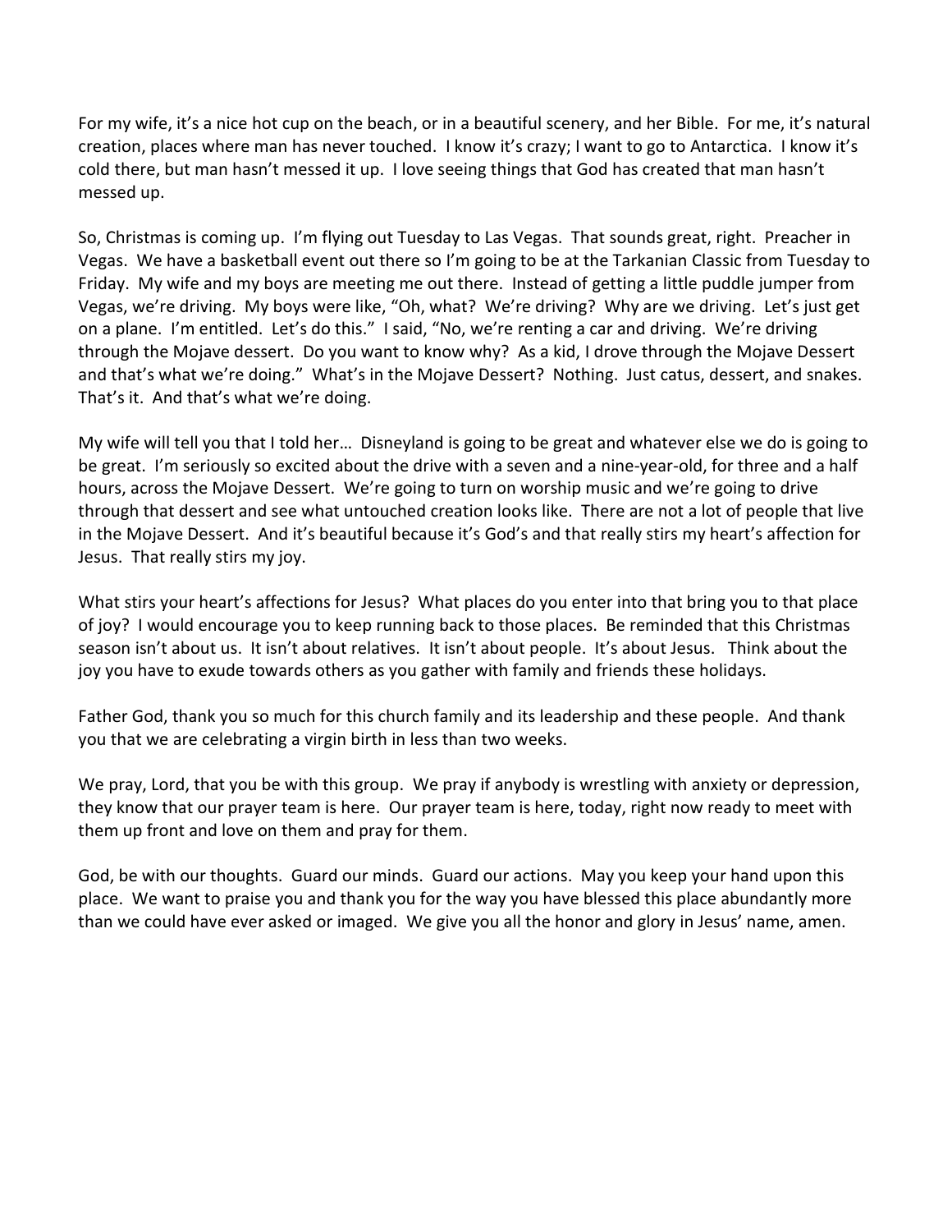For my wife, it's a nice hot cup on the beach, or in a beautiful scenery, and her Bible. For me, it's natural creation, places where man has never touched. I know it's crazy; I want to go to Antarctica. I know it's cold there, but man hasn't messed it up. I love seeing things that God has created that man hasn't messed up.

So, Christmas is coming up. I'm flying out Tuesday to Las Vegas. That sounds great, right. Preacher in Vegas. We have a basketball event out there so I'm going to be at the Tarkanian Classic from Tuesday to Friday. My wife and my boys are meeting me out there. Instead of getting a little puddle jumper from Vegas, we're driving. My boys were like, "Oh, what? We're driving? Why are we driving. Let's just get on a plane. I'm entitled. Let's do this." I said, "No, we're renting a car and driving. We're driving through the Mojave dessert. Do you want to know why? As a kid, I drove through the Mojave Dessert and that's what we're doing." What's in the Mojave Dessert? Nothing. Just catus, dessert, and snakes. That's it. And that's what we're doing.

My wife will tell you that I told her… Disneyland is going to be great and whatever else we do is going to be great. I'm seriously so excited about the drive with a seven and a nine-year-old, for three and a half hours, across the Mojave Dessert. We're going to turn on worship music and we're going to drive through that dessert and see what untouched creation looks like. There are not a lot of people that live in the Mojave Dessert. And it's beautiful because it's God's and that really stirs my heart's affection for Jesus. That really stirs my joy.

What stirs your heart's affections for Jesus? What places do you enter into that bring you to that place of joy? I would encourage you to keep running back to those places. Be reminded that this Christmas season isn't about us. It isn't about relatives. It isn't about people. It's about Jesus. Think about the joy you have to exude towards others as you gather with family and friends these holidays.

Father God, thank you so much for this church family and its leadership and these people. And thank you that we are celebrating a virgin birth in less than two weeks.

We pray, Lord, that you be with this group. We pray if anybody is wrestling with anxiety or depression, they know that our prayer team is here. Our prayer team is here, today, right now ready to meet with them up front and love on them and pray for them.

God, be with our thoughts. Guard our minds. Guard our actions. May you keep your hand upon this place. We want to praise you and thank you for the way you have blessed this place abundantly more than we could have ever asked or imaged. We give you all the honor and glory in Jesus' name, amen.